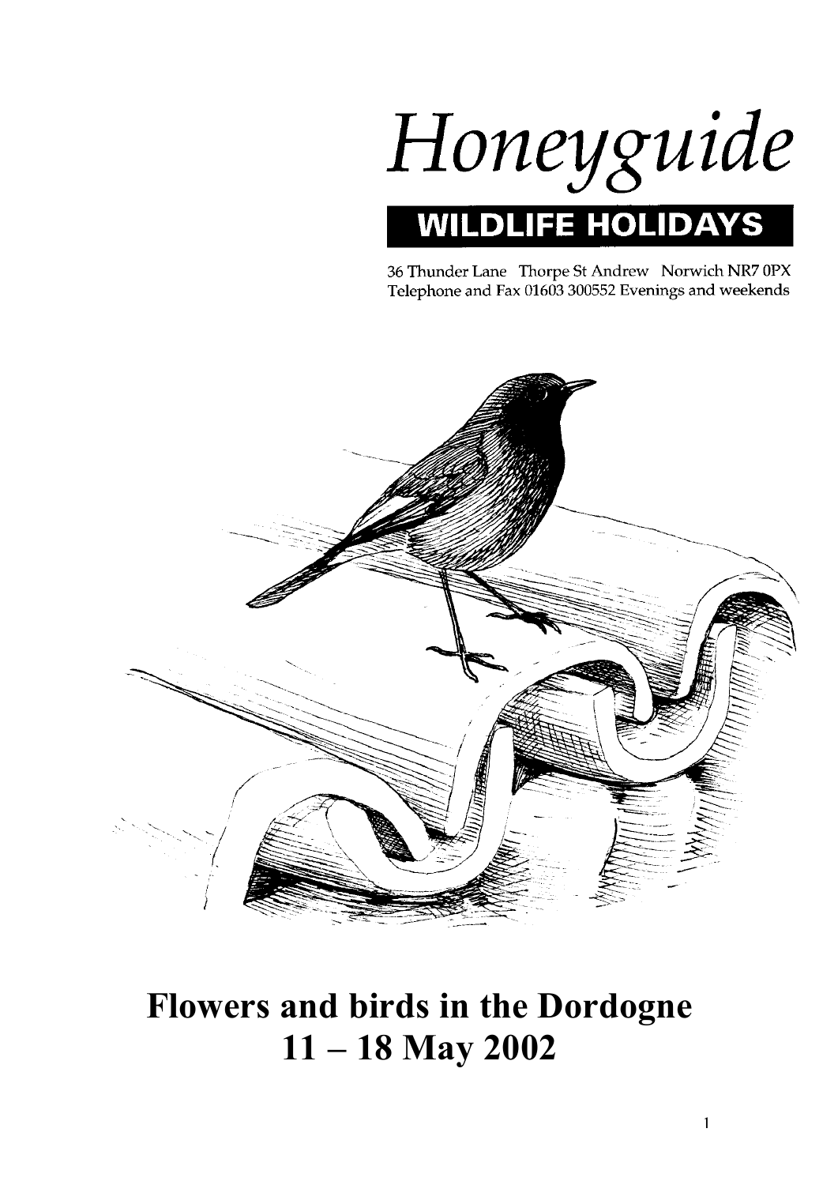# Honeyguide

**WILDLIFE HOLIDAYS**

36 Thunder Lane Thorpe St Andrew Norwich NR7 0PX
Telephone and Fax 01603 300552 Evenings and weekends

# Flowers and birds in the Dordogne
# 11 – 18 May 2002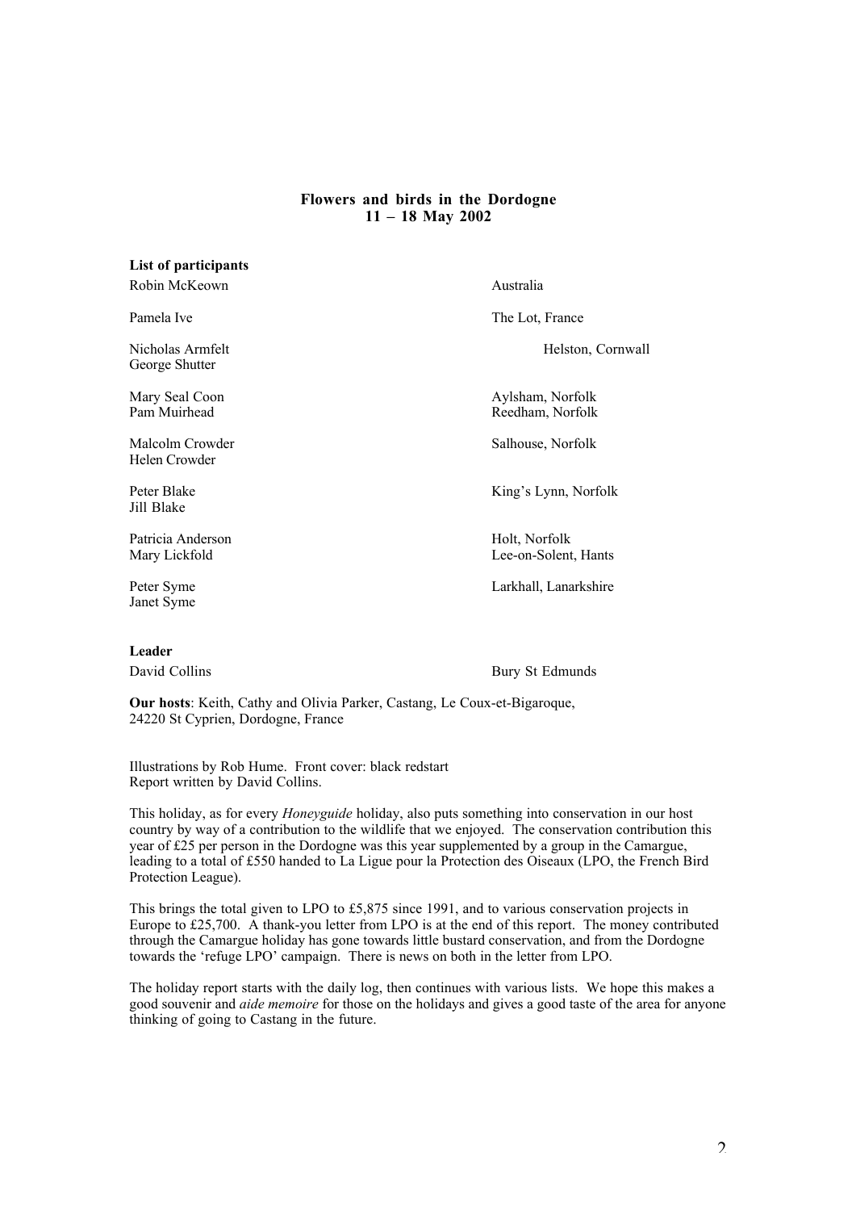## Flowers and birds in the Dordogne
## 11 – 18 May 2002

**List of participants**

| | |
|---|---|
| Robin McKeown | Australia |
| Pamela Ive | The Lot, France |
| Nicholas Armfelt<br>George Shutter | Helston, Cornwall |
| Mary Seal Coon<br>Pam Muirhead | Aylsham, Norfolk<br>Reedham, Norfolk |
| Malcolm Crowder<br>Helen Crowder | Salhouse, Norfolk |
| Peter Blake<br>Jill Blake | King's Lynn, Norfolk |
| Patricia Anderson<br>Mary Lickfold | Holt, Norfolk<br>Lee-on-Solent, Hants |
| Peter Syme<br>Janet Syme | Larkhall, Lanarkshire |

**Leader**

David Collins — Bury St Edmunds

**Our hosts**: Keith, Cathy and Olivia Parker, Castang, Le Coux-et-Bigaroque, 24220 St Cyprien, Dordogne, France

Illustrations by Rob Hume. Front cover: black redstart
Report written by David Collins.

This holiday, as for every *Honeyguide* holiday, also puts something into conservation in our host country by way of a contribution to the wildlife that we enjoyed. The conservation contribution this year of £25 per person in the Dordogne was this year supplemented by a group in the Camargue, leading to a total of £550 handed to La Ligue pour la Protection des Oiseaux (LPO, the French Bird Protection League).

This brings the total given to LPO to £5,875 since 1991, and to various conservation projects in Europe to £25,700. A thank-you letter from LPO is at the end of this report. The money contributed through the Camargue holiday has gone towards little bustard conservation, and from the Dordogne towards the 'refuge LPO' campaign. There is news on both in the letter from LPO.

The holiday report starts with the daily log, then continues with various lists. We hope this makes a good souvenir and *aide memoire* for those on the holidays and gives a good taste of the area for anyone thinking of going to Castang in the future.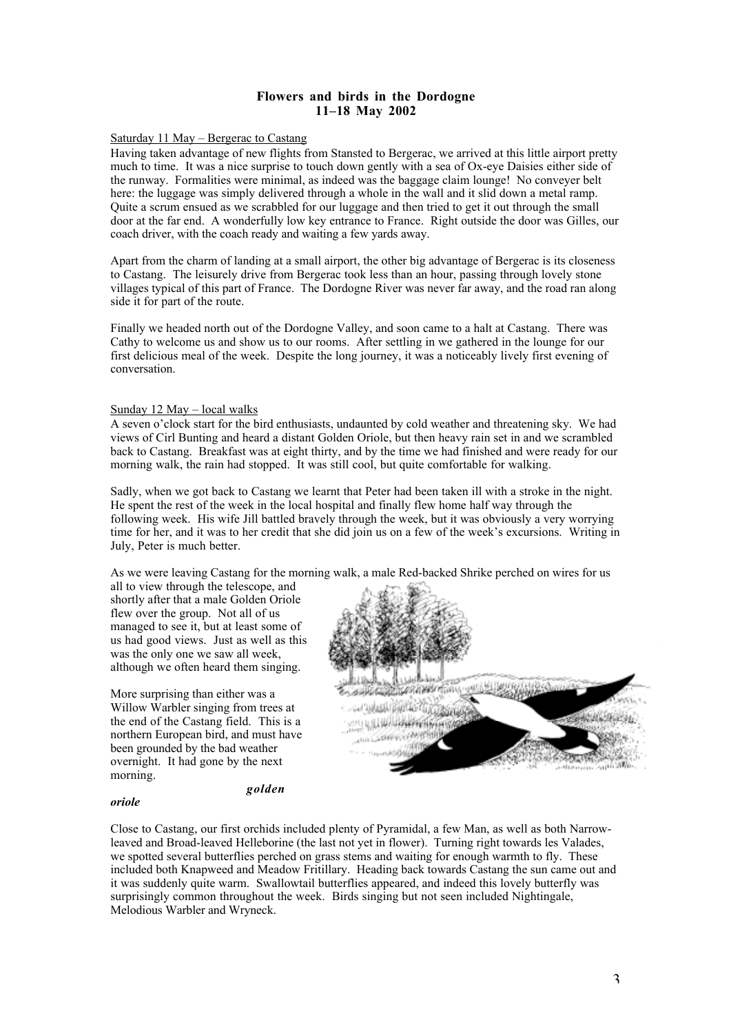**Flowers and birds in the Dordogne**
**11–18 May 2002**

Saturday 11 May – Bergerac to Castang

Having taken advantage of new flights from Stansted to Bergerac, we arrived at this little airport pretty much to time. It was a nice surprise to touch down gently with a sea of Ox-eye Daisies either side of the runway. Formalities were minimal, as indeed was the baggage claim lounge! No conveyer belt here: the luggage was simply delivered through a whole in the wall and it slid down a metal ramp. Quite a scrum ensued as we scrabbled for our luggage and then tried to get it out through the small door at the far end. A wonderfully low key entrance to France. Right outside the door was Gilles, our coach driver, with the coach ready and waiting a few yards away.

Apart from the charm of landing at a small airport, the other big advantage of Bergerac is its closeness to Castang. The leisurely drive from Bergerac took less than an hour, passing through lovely stone villages typical of this part of France. The Dordogne River was never far away, and the road ran along side it for part of the route.

Finally we headed north out of the Dordogne Valley, and soon came to a halt at Castang. There was Cathy to welcome us and show us to our rooms. After settling in we gathered in the lounge for our first delicious meal of the week. Despite the long journey, it was a noticeably lively first evening of conversation.

Sunday 12 May – local walks

A seven o'clock start for the bird enthusiasts, undaunted by cold weather and threatening sky. We had views of Cirl Bunting and heard a distant Golden Oriole, but then heavy rain set in and we scrambled back to Castang. Breakfast was at eight thirty, and by the time we had finished and were ready for our morning walk, the rain had stopped. It was still cool, but quite comfortable for walking.

Sadly, when we got back to Castang we learnt that Peter had been taken ill with a stroke in the night. He spent the rest of the week in the local hospital and finally flew home half way through the following week. His wife Jill battled bravely through the week, but it was obviously a very worrying time for her, and it was to her credit that she did join us on a few of the week's excursions. Writing in July, Peter is much better.

As we were leaving Castang for the morning walk, a male Red-backed Shrike perched on wires for us all to view through the telescope, and shortly after that a male Golden Oriole flew over the group. Not all of us managed to see it, but at least some of us had good views. Just as well as this was the only one we saw all week, although we often heard them singing.

More surprising than either was a Willow Warbler singing from trees at the end of the Castang field. This is a northern European bird, and must have been grounded by the bad weather overnight. It had gone by the next morning.

***golden oriole***

Close to Castang, our first orchids included plenty of Pyramidal, a few Man, as well as both Narrow-leaved and Broad-leaved Helleborine (the last not yet in flower). Turning right towards les Valades, we spotted several butterflies perched on grass stems and waiting for enough warmth to fly. These included both Knapweed and Meadow Fritillary. Heading back towards Castang the sun came out and it was suddenly quite warm. Swallowtail butterflies appeared, and indeed this lovely butterfly was surprisingly common throughout the week. Birds singing but not seen included Nightingale, Melodious Warbler and Wryneck.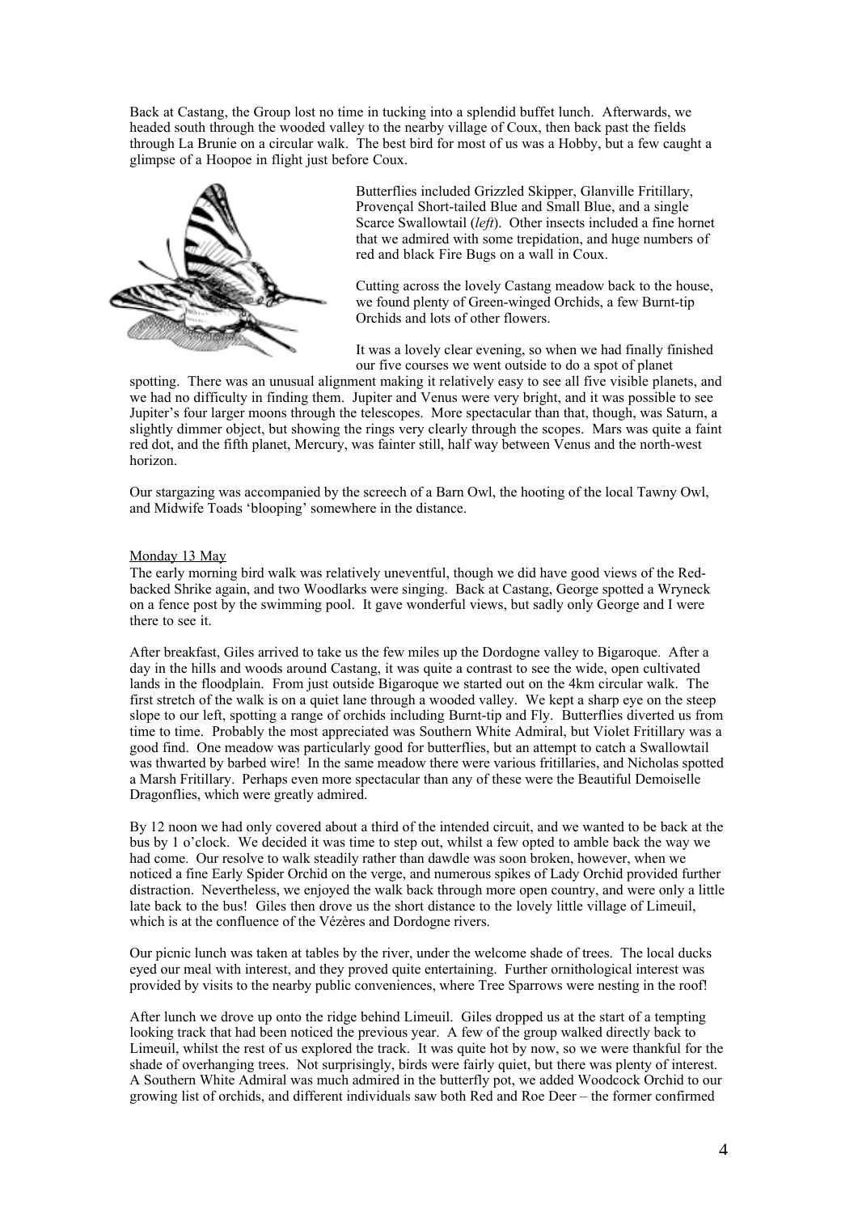Back at Castang, the Group lost no time in tucking into a splendid buffet lunch. Afterwards, we headed south through the wooded valley to the nearby village of Coux, then back past the fields through La Brunie on a circular walk. The best bird for most of us was a Hobby, but a few caught a glimpse of a Hoopoe in flight just before Coux.

Butterflies included Grizzled Skipper, Glanville Fritillary, Provençal Short-tailed Blue and Small Blue, and a single Scarce Swallowtail (*left*). Other insects included a fine hornet that we admired with some trepidation, and huge numbers of red and black Fire Bugs on a wall in Coux.

Cutting across the lovely Castang meadow back to the house, we found plenty of Green-winged Orchids, a few Burnt-tip Orchids and lots of other flowers.

It was a lovely clear evening, so when we had finally finished our five courses we went outside to do a spot of planet spotting. There was an unusual alignment making it relatively easy to see all five visible planets, and we had no difficulty in finding them. Jupiter and Venus were very bright, and it was possible to see Jupiter's four larger moons through the telescopes. More spectacular than that, though, was Saturn, a slightly dimmer object, but showing the rings very clearly through the scopes. Mars was quite a faint red dot, and the fifth planet, Mercury, was fainter still, half way between Venus and the north-west horizon.

Our stargazing was accompanied by the screech of a Barn Owl, the hooting of the local Tawny Owl, and Midwife Toads 'blooping' somewhere in the distance.

Monday 13 May

The early morning bird walk was relatively uneventful, though we did have good views of the Red-backed Shrike again, and two Woodlarks were singing. Back at Castang, George spotted a Wryneck on a fence post by the swimming pool. It gave wonderful views, but sadly only George and I were there to see it.

After breakfast, Giles arrived to take us the few miles up the Dordogne valley to Bigaroque. After a day in the hills and woods around Castang, it was quite a contrast to see the wide, open cultivated lands in the floodplain. From just outside Bigaroque we started out on the 4km circular walk. The first stretch of the walk is on a quiet lane through a wooded valley. We kept a sharp eye on the steep slope to our left, spotting a range of orchids including Burnt-tip and Fly. Butterflies diverted us from time to time. Probably the most appreciated was Southern White Admiral, but Violet Fritillary was a good find. One meadow was particularly good for butterflies, but an attempt to catch a Swallowtail was thwarted by barbed wire! In the same meadow there were various fritillaries, and Nicholas spotted a Marsh Fritillary. Perhaps even more spectacular than any of these were the Beautiful Demoiselle Dragonflies, which were greatly admired.

By 12 noon we had only covered about a third of the intended circuit, and we wanted to be back at the bus by 1 o'clock. We decided it was time to step out, whilst a few opted to amble back the way we had come. Our resolve to walk steadily rather than dawdle was soon broken, however, when we noticed a fine Early Spider Orchid on the verge, and numerous spikes of Lady Orchid provided further distraction. Nevertheless, we enjoyed the walk back through more open country, and were only a little late back to the bus! Giles then drove us the short distance to the lovely little village of Limeuil, which is at the confluence of the Vézères and Dordogne rivers.

Our picnic lunch was taken at tables by the river, under the welcome shade of trees. The local ducks eyed our meal with interest, and they proved quite entertaining. Further ornithological interest was provided by visits to the nearby public conveniences, where Tree Sparrows were nesting in the roof!

After lunch we drove up onto the ridge behind Limeuil. Giles dropped us at the start of a tempting looking track that had been noticed the previous year. A few of the group walked directly back to Limeuil, whilst the rest of us explored the track. It was quite hot by now, so we were thankful for the shade of overhanging trees. Not surprisingly, birds were fairly quiet, but there was plenty of interest. A Southern White Admiral was much admired in the butterfly pot, we added Woodcock Orchid to our growing list of orchids, and different individuals saw both Red and Roe Deer – the former confirmed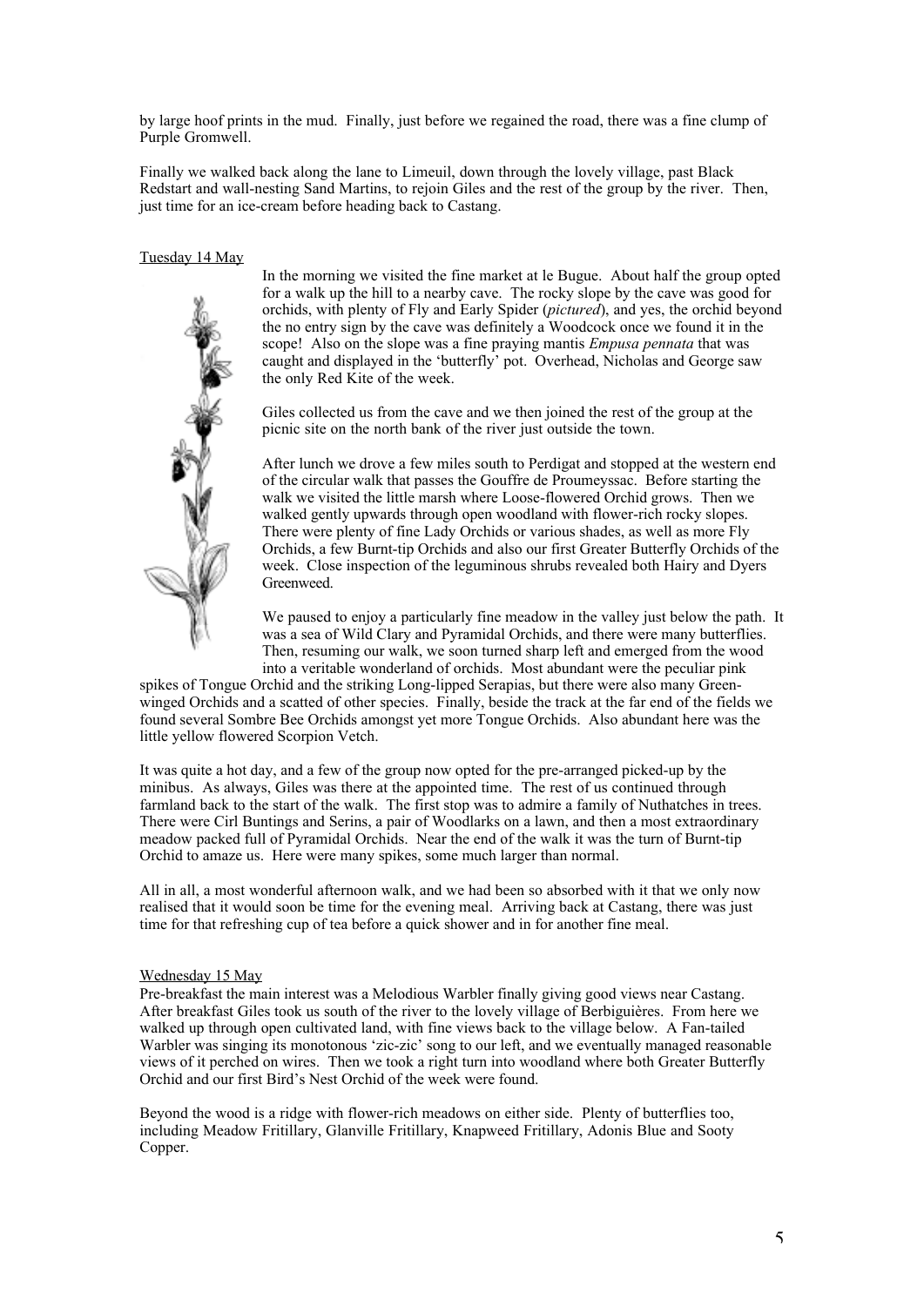by large hoof prints in the mud. Finally, just before we regained the road, there was a fine clump of Purple Gromwell.

Finally we walked back along the lane to Limeuil, down through the lovely village, past Black Redstart and wall-nesting Sand Martins, to rejoin Giles and the rest of the group by the river. Then, just time for an ice-cream before heading back to Castang.

Tuesday 14 May

In the morning we visited the fine market at le Bugue. About half the group opted for a walk up the hill to a nearby cave. The rocky slope by the cave was good for orchids, with plenty of Fly and Early Spider (*pictured*), and yes, the orchid beyond the no entry sign by the cave was definitely a Woodcock once we found it in the scope! Also on the slope was a fine praying mantis *Empusa pennata* that was caught and displayed in the 'butterfly' pot. Overhead, Nicholas and George saw the only Red Kite of the week.

Giles collected us from the cave and we then joined the rest of the group at the picnic site on the north bank of the river just outside the town.

After lunch we drove a few miles south to Perdigat and stopped at the western end of the circular walk that passes the Gouffre de Proumeyssac. Before starting the walk we visited the little marsh where Loose-flowered Orchid grows. Then we walked gently upwards through open woodland with flower-rich rocky slopes. There were plenty of fine Lady Orchids or various shades, as well as more Fly Orchids, a few Burnt-tip Orchids and also our first Greater Butterfly Orchids of the week. Close inspection of the leguminous shrubs revealed both Hairy and Dyers Greenweed.

We paused to enjoy a particularly fine meadow in the valley just below the path. It was a sea of Wild Clary and Pyramidal Orchids, and there were many butterflies. Then, resuming our walk, we soon turned sharp left and emerged from the wood into a veritable wonderland of orchids. Most abundant were the peculiar pink spikes of Tongue Orchid and the striking Long-lipped Serapias, but there were also many Green-winged Orchids and a scatted of other species. Finally, beside the track at the far end of the fields we found several Sombre Bee Orchids amongst yet more Tongue Orchids. Also abundant here was the little yellow flowered Scorpion Vetch.

It was quite a hot day, and a few of the group now opted for the pre-arranged picked-up by the minibus. As always, Giles was there at the appointed time. The rest of us continued through farmland back to the start of the walk. The first stop was to admire a family of Nuthatches in trees. There were Cirl Buntings and Serins, a pair of Woodlarks on a lawn, and then a most extraordinary meadow packed full of Pyramidal Orchids. Near the end of the walk it was the turn of Burnt-tip Orchid to amaze us. Here were many spikes, some much larger than normal.

All in all, a most wonderful afternoon walk, and we had been so absorbed with it that we only now realised that it would soon be time for the evening meal. Arriving back at Castang, there was just time for that refreshing cup of tea before a quick shower and in for another fine meal.

Wednesday 15 May

Pre-breakfast the main interest was a Melodious Warbler finally giving good views near Castang. After breakfast Giles took us south of the river to the lovely village of Berbiguières. From here we walked up through open cultivated land, with fine views back to the village below. A Fan-tailed Warbler was singing its monotonous 'zic-zic' song to our left, and we eventually managed reasonable views of it perched on wires. Then we took a right turn into woodland where both Greater Butterfly Orchid and our first Bird's Nest Orchid of the week were found.

Beyond the wood is a ridge with flower-rich meadows on either side. Plenty of butterflies too, including Meadow Fritillary, Glanville Fritillary, Knapweed Fritillary, Adonis Blue and Sooty Copper.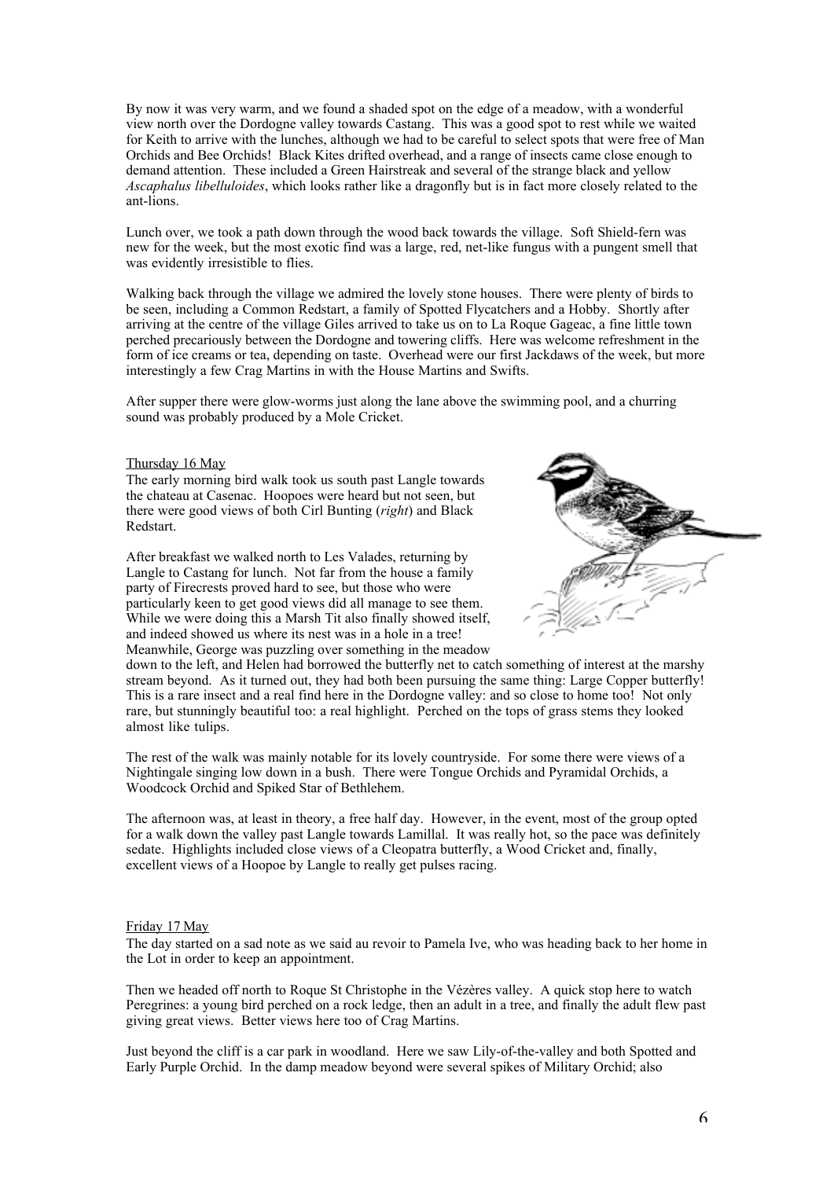By now it was very warm, and we found a shaded spot on the edge of a meadow, with a wonderful view north over the Dordogne valley towards Castang. This was a good spot to rest while we waited for Keith to arrive with the lunches, although we had to be careful to select spots that were free of Man Orchids and Bee Orchids! Black Kites drifted overhead, and a range of insects came close enough to demand attention. These included a Green Hairstreak and several of the strange black and yellow *Ascaphalus libelluloides*, which looks rather like a dragonfly but is in fact more closely related to the ant-lions.

Lunch over, we took a path down through the wood back towards the village. Soft Shield-fern was new for the week, but the most exotic find was a large, red, net-like fungus with a pungent smell that was evidently irresistible to flies.

Walking back through the village we admired the lovely stone houses. There were plenty of birds to be seen, including a Common Redstart, a family of Spotted Flycatchers and a Hobby. Shortly after arriving at the centre of the village Giles arrived to take us on to La Roque Gageac, a fine little town perched precariously between the Dordogne and towering cliffs. Here was welcome refreshment in the form of ice creams or tea, depending on taste. Overhead were our first Jackdaws of the week, but more interestingly a few Crag Martins in with the House Martins and Swifts.

After supper there were glow-worms just along the lane above the swimming pool, and a churring sound was probably produced by a Mole Cricket.

Thursday 16 May

The early morning bird walk took us south past Langle towards the chateau at Casenac. Hoopoes were heard but not seen, but there were good views of both Cirl Bunting (*right*) and Black Redstart.

After breakfast we walked north to Les Valades, returning by Langle to Castang for lunch. Not far from the house a family party of Firecrests proved hard to see, but those who were particularly keen to get good views did all manage to see them. While we were doing this a Marsh Tit also finally showed itself, and indeed showed us where its nest was in a hole in a tree! Meanwhile, George was puzzling over something in the meadow down to the left, and Helen had borrowed the butterfly net to catch something of interest at the marshy stream beyond. As it turned out, they had both been pursuing the same thing: Large Copper butterfly! This is a rare insect and a real find here in the Dordogne valley: and so close to home too! Not only rare, but stunningly beautiful too: a real highlight. Perched on the tops of grass stems they looked almost like tulips.

The rest of the walk was mainly notable for its lovely countryside. For some there were views of a Nightingale singing low down in a bush. There were Tongue Orchids and Pyramidal Orchids, a Woodcock Orchid and Spiked Star of Bethlehem.

The afternoon was, at least in theory, a free half day. However, in the event, most of the group opted for a walk down the valley past Langle towards Lamillal. It was really hot, so the pace was definitely sedate. Highlights included close views of a Cleopatra butterfly, a Wood Cricket and, finally, excellent views of a Hoopoe by Langle to really get pulses racing.

Friday 17 May

The day started on a sad note as we said au revoir to Pamela Ive, who was heading back to her home in the Lot in order to keep an appointment.

Then we headed off north to Roque St Christophe in the Vézères valley. A quick stop here to watch Peregrines: a young bird perched on a rock ledge, then an adult in a tree, and finally the adult flew past giving great views. Better views here too of Crag Martins.

Just beyond the cliff is a car park in woodland. Here we saw Lily-of-the-valley and both Spotted and Early Purple Orchid. In the damp meadow beyond were several spikes of Military Orchid; also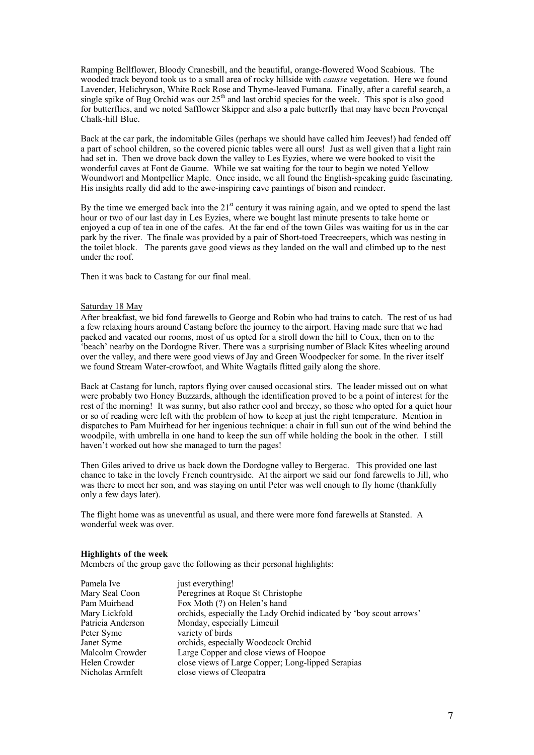Ramping Bellflower, Bloody Cranesbill, and the beautiful, orange-flowered Wood Scabious. The wooded track beyond took us to a small area of rocky hillside with *causse* vegetation. Here we found Lavender, Helichryson, White Rock Rose and Thyme-leaved Fumana. Finally, after a careful search, a single spike of Bug Orchid was our 25th and last orchid species for the week. This spot is also good for butterflies, and we noted Safflower Skipper and also a pale butterfly that may have been Provençal Chalk-hill Blue.

Back at the car park, the indomitable Giles (perhaps we should have called him Jeeves!) had fended off a part of school children, so the covered picnic tables were all ours! Just as well given that a light rain had set in. Then we drove back down the valley to Les Eyzies, where we were booked to visit the wonderful caves at Font de Gaume. While we sat waiting for the tour to begin we noted Yellow Woundwort and Montpellier Maple. Once inside, we all found the English-speaking guide fascinating. His insights really did add to the awe-inspiring cave paintings of bison and reindeer.

By the time we emerged back into the 21st century it was raining again, and we opted to spend the last hour or two of our last day in Les Eyzies, where we bought last minute presents to take home or enjoyed a cup of tea in one of the cafes. At the far end of the town Giles was waiting for us in the car park by the river. The finale was provided by a pair of Short-toed Treecreepers, which was nesting in the toilet block. The parents gave good views as they landed on the wall and climbed up to the nest under the roof.

Then it was back to Castang for our final meal.

Saturday 18 May

After breakfast, we bid fond farewells to George and Robin who had trains to catch. The rest of us had a few relaxing hours around Castang before the journey to the airport. Having made sure that we had packed and vacated our rooms, most of us opted for a stroll down the hill to Coux, then on to the 'beach' nearby on the Dordogne River. There was a surprising number of Black Kites wheeling around over the valley, and there were good views of Jay and Green Woodpecker for some. In the river itself we found Stream Water-crowfoot, and White Wagtails flitted gaily along the shore.

Back at Castang for lunch, raptors flying over caused occasional stirs. The leader missed out on what were probably two Honey Buzzards, although the identification proved to be a point of interest for the rest of the morning! It was sunny, but also rather cool and breezy, so those who opted for a quiet hour or so of reading were left with the problem of how to keep at just the right temperature. Mention in dispatches to Pam Muirhead for her ingenious technique: a chair in full sun out of the wind behind the woodpile, with umbrella in one hand to keep the sun off while holding the book in the other. I still haven't worked out how she managed to turn the pages!

Then Giles arived to drive us back down the Dordogne valley to Bergerac. This provided one last chance to take in the lovely French countryside. At the airport we said our fond farewells to Jill, who was there to meet her son, and was staying on until Peter was well enough to fly home (thankfully only a few days later).

The flight home was as uneventful as usual, and there were more fond farewells at Stansted. A wonderful week was over.

**Highlights of the week**

Members of the group gave the following as their personal highlights:

| | |
|---|---|
| Pamela Ive | just everything! |
| Mary Seal Coon | Peregrines at Roque St Christophe |
| Pam Muirhead | Fox Moth (?) on Helen's hand |
| Mary Lickfold | orchids, especially the Lady Orchid indicated by 'boy scout arrows' |
| Patricia Anderson | Monday, especially Limeuil |
| Peter Syme | variety of birds |
| Janet Syme | orchids, especially Woodcock Orchid |
| Malcolm Crowder | Large Copper and close views of Hoopoe |
| Helen Crowder | close views of Large Copper; Long-lipped Serapias |
| Nicholas Armfelt | close views of Cleopatra |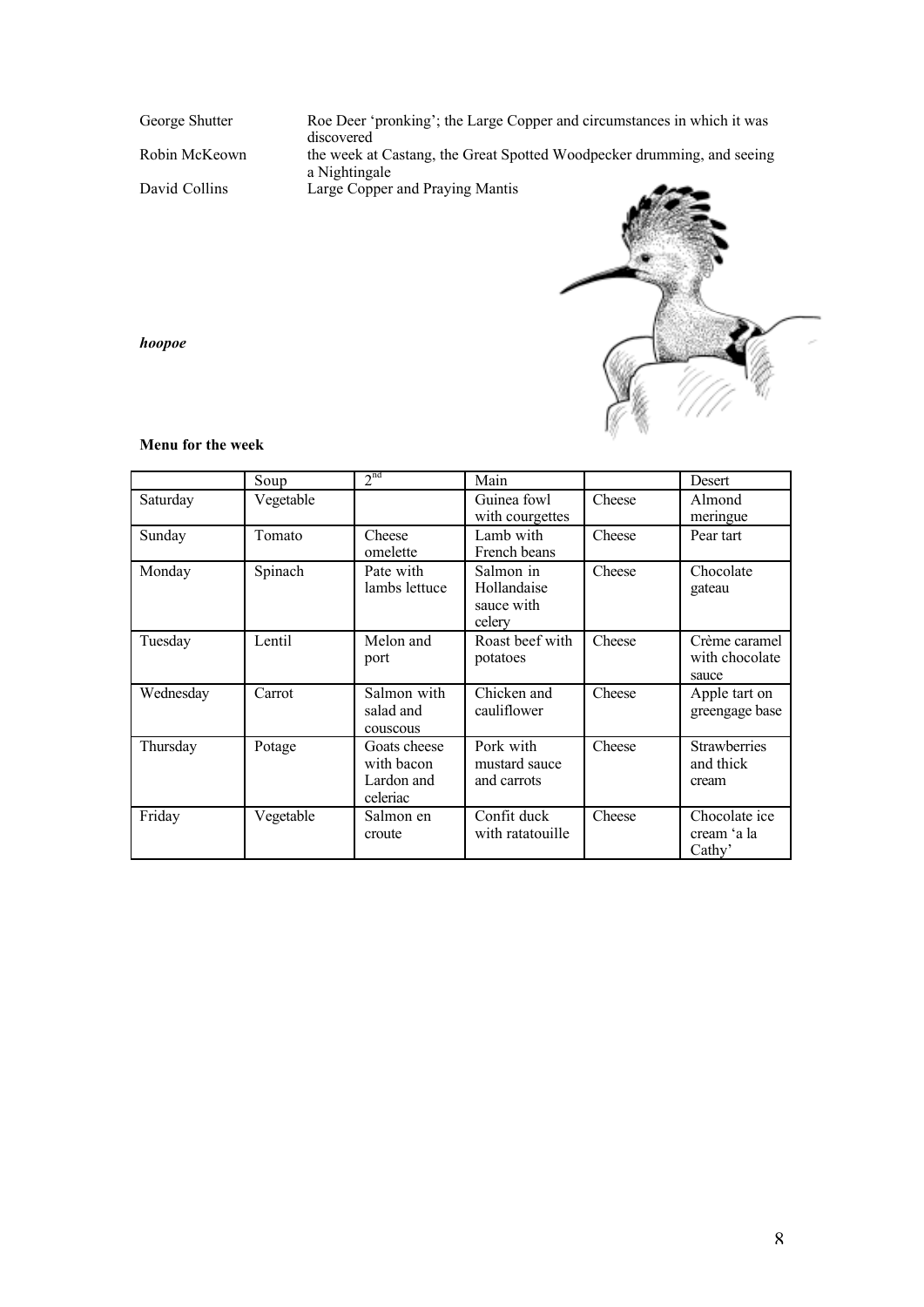George Shutter — Roe Deer 'pronking'; the Large Copper and circumstances in which it was discovered

Robin McKeown — the week at Castang, the Great Spotted Woodpecker drumming, and seeing a Nightingale

David Collins — Large Copper and Praying Mantis

***hoopoe***

**Menu for the week**

| | Soup | 2nd | Main | | Desert |
|---|---|---|---|---|---|
| Saturday | Vegetable | | Guinea fowl with courgettes | Cheese | Almond meringue |
| Sunday | Tomato | Cheese omelette | Lamb with French beans | Cheese | Pear tart |
| Monday | Spinach | Pate with lambs lettuce | Salmon in Hollandaise sauce with celery | Cheese | Chocolate gateau |
| Tuesday | Lentil | Melon and port | Roast beef with potatoes | Cheese | Crème caramel with chocolate sauce |
| Wednesday | Carrot | Salmon with salad and couscous | Chicken and cauliflower | Cheese | Apple tart on greengage base |
| Thursday | Potage | Goats cheese with bacon Lardon and celeriac | Pork with mustard sauce and carrots | Cheese | Strawberries and thick cream |
| Friday | Vegetable | Salmon en croute | Confit duck with ratatouille | Cheese | Chocolate ice cream 'a la Cathy' |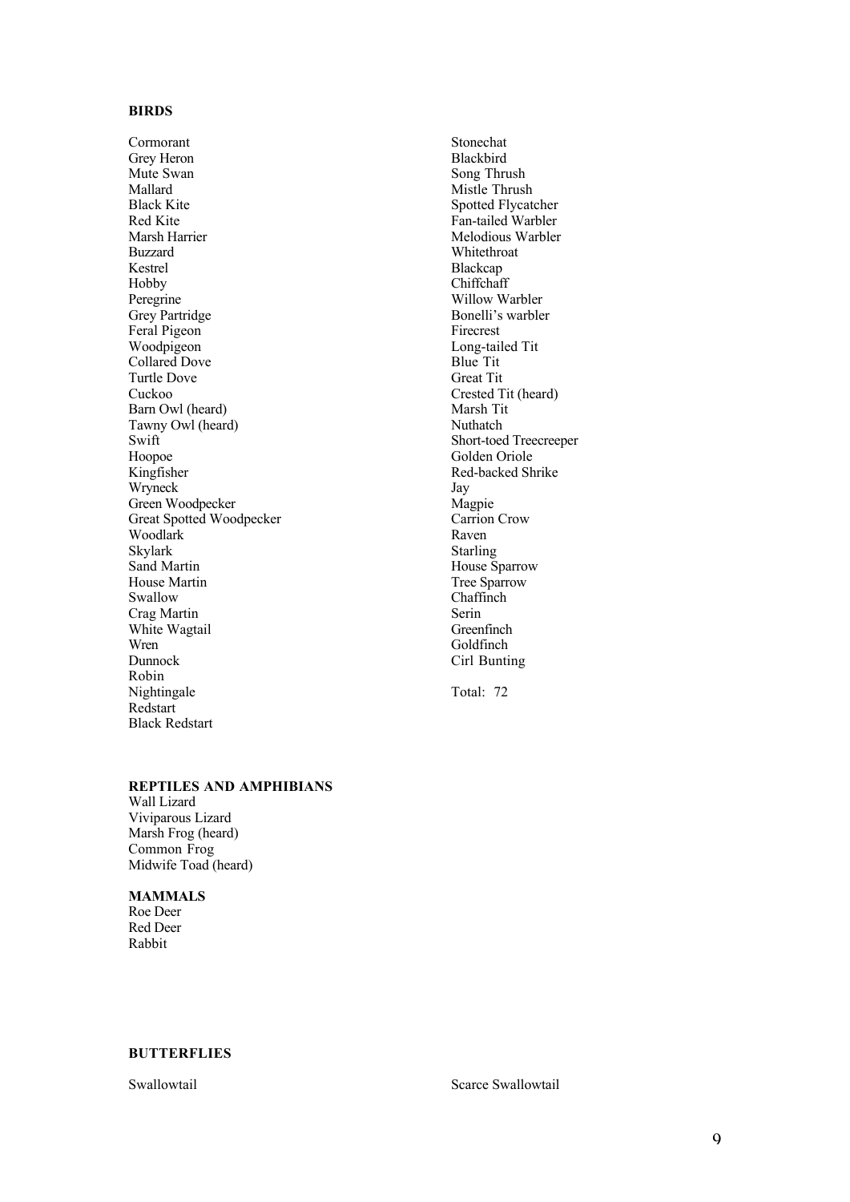## BIRDS

Cormorant
Grey Heron
Mute Swan
Mallard
Black Kite
Red Kite
Marsh Harrier
Buzzard
Kestrel
Hobby
Peregrine
Grey Partridge
Feral Pigeon
Woodpigeon
Collared Dove
Turtle Dove
Cuckoo
Barn Owl (heard)
Tawny Owl (heard)
Swift
Hoopoe
Kingfisher
Wryneck
Green Woodpecker
Great Spotted Woodpecker
Woodlark
Skylark
Sand Martin
House Martin
Swallow
Crag Martin
White Wagtail
Wren
Dunnock
Robin
Nightingale
Redstart
Black Redstart
Stonechat
Blackbird
Song Thrush
Mistle Thrush
Spotted Flycatcher
Fan-tailed Warbler
Melodious Warbler
Whitethroat
Blackcap
Chiffchaff
Willow Warbler
Bonelli's warbler
Firecrest
Long-tailed Tit
Blue Tit
Great Tit
Crested Tit (heard)
Marsh Tit
Nuthatch
Short-toed Treecreeper
Golden Oriole
Red-backed Shrike
Jay
Magpie
Carrion Crow
Raven
Starling
House Sparrow
Tree Sparrow
Chaffinch
Serin
Greenfinch
Goldfinch
Cirl Bunting

Total: 72

## REPTILES AND AMPHIBIANS

Wall Lizard
Viviparous Lizard
Marsh Frog (heard)
Common Frog
Midwife Toad (heard)

## MAMMALS

Roe Deer
Red Deer
Rabbit

## BUTTERFLIES

Swallowtail
Scarce Swallowtail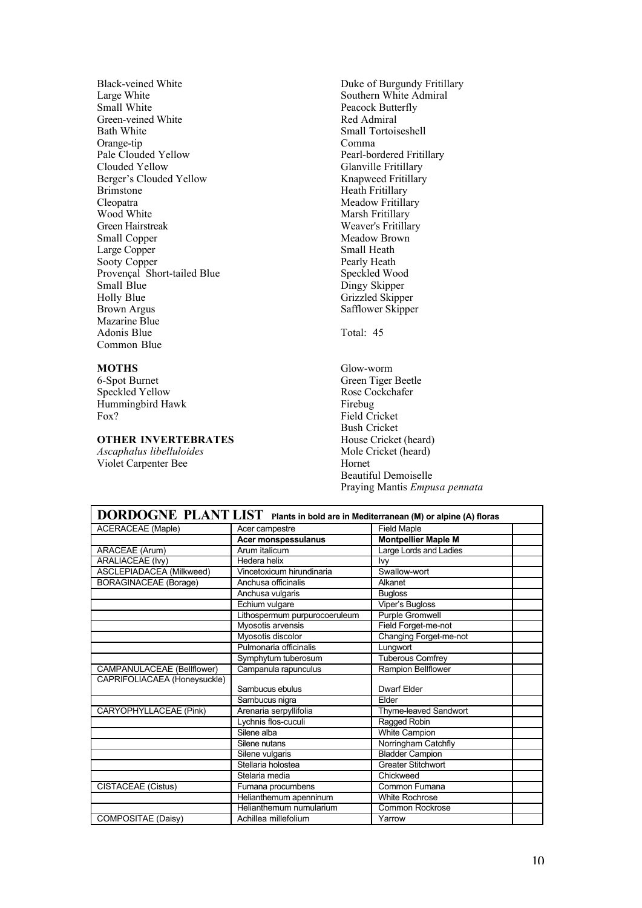Black-veined White
Large White
Small White
Green-veined White
Bath White
Orange-tip
Pale Clouded Yellow
Clouded Yellow
Berger's Clouded Yellow
Brimstone
Cleopatra
Wood White
Green Hairstreak
Small Copper
Large Copper
Sooty Copper
Provençal Short-tailed Blue
Small Blue
Holly Blue
Brown Argus
Mazarine Blue
Adonis Blue
Common Blue

Duke of Burgundy Fritillary
Southern White Admiral
Peacock Butterfly
Red Admiral
Small Tortoiseshell
Comma
Pearl-bordered Fritillary
Glanville Fritillary
Knapweed Fritillary
Heath Fritillary
Meadow Fritillary
Marsh Fritillary
Weaver's Fritillary
Meadow Brown
Small Heath
Pearly Heath
Speckled Wood
Dingy Skipper
Grizzled Skipper
Safflower Skipper

Total: 45

**MOTHS**

6-Spot Burnet
Speckled Yellow
Hummingbird Hawk
Fox?

**OTHER INVERTEBRATES**

*Ascaphalus libelluloides*
Violet Carpenter Bee
Glow-worm
Green Tiger Beetle
Rose Cockchafer
Firebug
Field Cricket
Bush Cricket
House Cricket (heard)
Mole Cricket (heard)
Hornet
Beautiful Demoiselle
Praying Mantis *Empusa pennata*

| **DORDOGNE PLANT LIST** Plants in bold are in Mediterranean (M) or alpine (A) floras | | | |
|---|---|---|---|
| ACERACEAE (Maple) | Acer campestre | Field Maple | |
| | **Acer monspessulanus** | **Montpellier Maple M** | |
| ARACEAE (Arum) | Arum italicum | Large Lords and Ladies | |
| ARALIACEAE (Ivy) | Hedera helix | Ivy | |
| ASCLEPIADACEA (Milkweed) | Vincetoxicum hirundinaria | Swallow-wort | |
| BORAGINACEAE (Borage) | Anchusa officinalis | Alkanet | |
| | Anchusa vulgaris | Bugloss | |
| | Echium vulgare | Viper's Bugloss | |
| | Lithospermum purpurocoeruleum | Purple Gromwell | |
| | Myosotis arvensis | Field Forget-me-not | |
| | Myosotis discolor | Changing Forget-me-not | |
| | Pulmonaria officinalis | Lungwort | |
| | Symphytum tuberosum | Tuberous Comfrey | |
| CAMPANULACEAE (Bellflower) | Campanula rapunculus | Rampion Bellflower | |
| CAPRIFOLIACAEA (Honeysuckle) | Sambucus ebulus | Dwarf Elder | |
| | Sambucus nigra | Elder | |
| CARYOPHYLLACEAE (Pink) | Arenaria serpyllifolia | Thyme-leaved Sandwort | |
| | Lychnis flos-cuculi | Ragged Robin | |
| | Silene alba | White Campion | |
| | Silene nutans | Norringham Catchfly | |
| | Silene vulgaris | Bladder Campion | |
| | Stellaria holostea | Greater Stitchwort | |
| | Stelaria media | Chickweed | |
| CISTACEAE (Cistus) | Fumana procumbens | Common Fumana | |
| | Helianthemum apenninum | White Rochrose | |
| | Helianthemum numularium | Common Rockrose | |
| COMPOSITAE (Daisy) | Achillea millefolium | Yarrow | |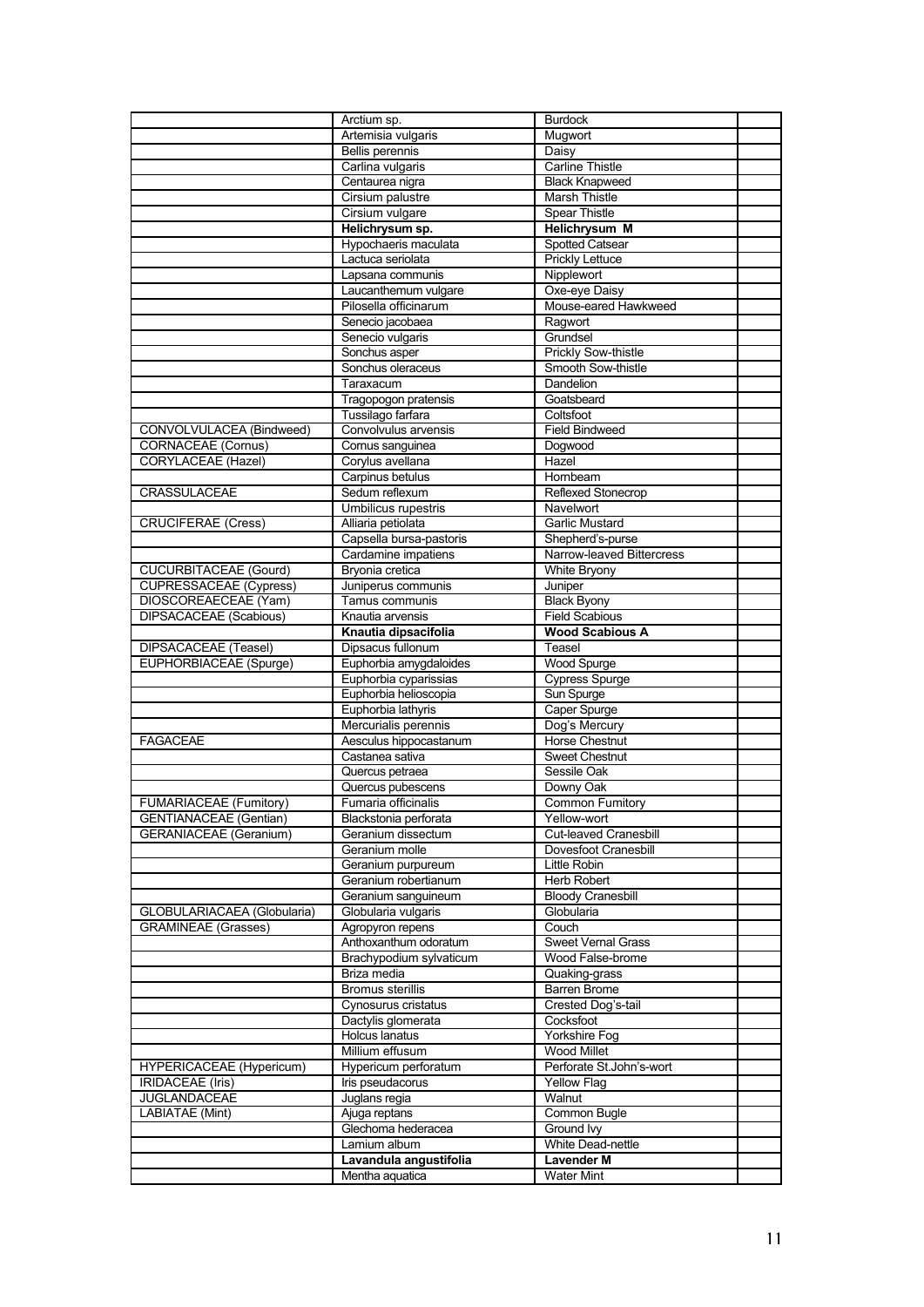| | | | |
|---|---|---|---|
| | Arctium sp. | Burdock | |
| | Artemisia vulgaris | Mugwort | |
| | Bellis perennis | Daisy | |
| | Carlina vulgaris | Carline Thistle | |
| | Centaurea nigra | Black Knapweed | |
| | Cirsium palustre | Marsh Thistle | |
| | Cirsium vulgare | Spear Thistle | |
| | **Helichrysum sp.** | **Helichrysum M** | |
| | Hypochaeris maculata | Spotted Catsear | |
| | Lactuca seriolata | Prickly Lettuce | |
| | Lapsana communis | Nipplewort | |
| | Laucanthemum vulgare | Oxe-eye Daisy | |
| | Pilosella officinarum | Mouse-eared Hawkweed | |
| | Senecio jacobaea | Ragwort | |
| | Senecio vulgaris | Grundsel | |
| | Sonchus asper | Prickly Sow-thistle | |
| | Sonchus oleraceus | Smooth Sow-thistle | |
| | Taraxacum | Dandelion | |
| | Tragopogon pratensis | Goatsbeard | |
| | Tussilago farfara | Coltsfoot | |
| CONVOLVULACEA (Bindweed) | Convolvulus arvensis | Field Bindweed | |
| CORNACEAE (Cornus) | Cornus sanguinea | Dogwood | |
| CORYLACEAE (Hazel) | Corylus avellana | Hazel | |
| | Carpinus betulus | Hornbeam | |
| CRASSULACEAE | Sedum reflexum | Reflexed Stonecrop | |
| | Umbilicus rupestris | Navelwort | |
| CRUCIFERAE (Cress) | Alliaria petiolata | Garlic Mustard | |
| | Capsella bursa-pastoris | Shepherd's-purse | |
| | Cardamine impatiens | Narrow-leaved Bittercress | |
| CUCURBITACEAE (Gourd) | Bryonia cretica | White Bryony | |
| CUPRESSACEAE (Cypress) | Juniperus communis | Juniper | |
| DIOSCOREAECEAE (Yam) | Tamus communis | Black Byony | |
| DIPSACACEAE (Scabious) | Knautia arvensis | Field Scabious | |
| | **Knautia dipsacifolia** | **Wood Scabious A** | |
| DIPSACACEAE (Teasel) | Dipsacus fullonum | Teasel | |
| EUPHORBIACEAE (Spurge) | Euphorbia amygdaloides | Wood Spurge | |
| | Euphorbia cyparissias | Cypress Spurge | |
| | Euphorbia helioscopia | Sun Spurge | |
| | Euphorbia lathyris | Caper Spurge | |
| | Mercurialis perennis | Dog's Mercury | |
| FAGACEAE | Aesculus hippocastanum | Horse Chestnut | |
| | Castanea sativa | Sweet Chestnut | |
| | Quercus petraea | Sessile Oak | |
| | Quercus pubescens | Downy Oak | |
| FUMARIACEAE (Fumitory) | Fumaria officinalis | Common Fumitory | |
| GENTIANACEAE (Gentian) | Blackstonia perforata | Yellow-wort | |
| GERANIACEAE (Geranium) | Geranium dissectum | Cut-leaved Cranesbill | |
| | Geranium molle | Dovesfoot Cranesbill | |
| | Geranium purpureum | Little Robin | |
| | Geranium robertianum | Herb Robert | |
| | Geranium sanguineum | Bloody Cranesbill | |
| GLOBULARIACAEA (Globularia) | Globularia vulgaris | Globularia | |
| GRAMINEAE (Grasses) | Agropyron repens | Couch | |
| | Anthoxanthum odoratum | Sweet Vernal Grass | |
| | Brachypodium sylvaticum | Wood False-brome | |
| | Briza media | Quaking-grass | |
| | Bromus sterillis | Barren Brome | |
| | Cynosurus cristatus | Crested Dog's-tail | |
| | Dactylis glomerata | Cocksfoot | |
| | Holcus lanatus | Yorkshire Fog | |
| | Millium effusum | Wood Millet | |
| HYPERICACEAE (Hypericum) | Hypericum perforatum | Perforate St.John's-wort | |
| IRIDACEAE (Iris) | Iris pseudacorus | Yellow Flag | |
| JUGLANDACEAE | Juglans regia | Walnut | |
| LABIATAE (Mint) | Ajuga reptans | Common Bugle | |
| | Glechoma hederacea | Ground Ivy | |
| | Lamium album | White Dead-nettle | |
| | **Lavandula angustifolia** | **Lavender M** | |
| | Mentha aquatica | Water Mint | |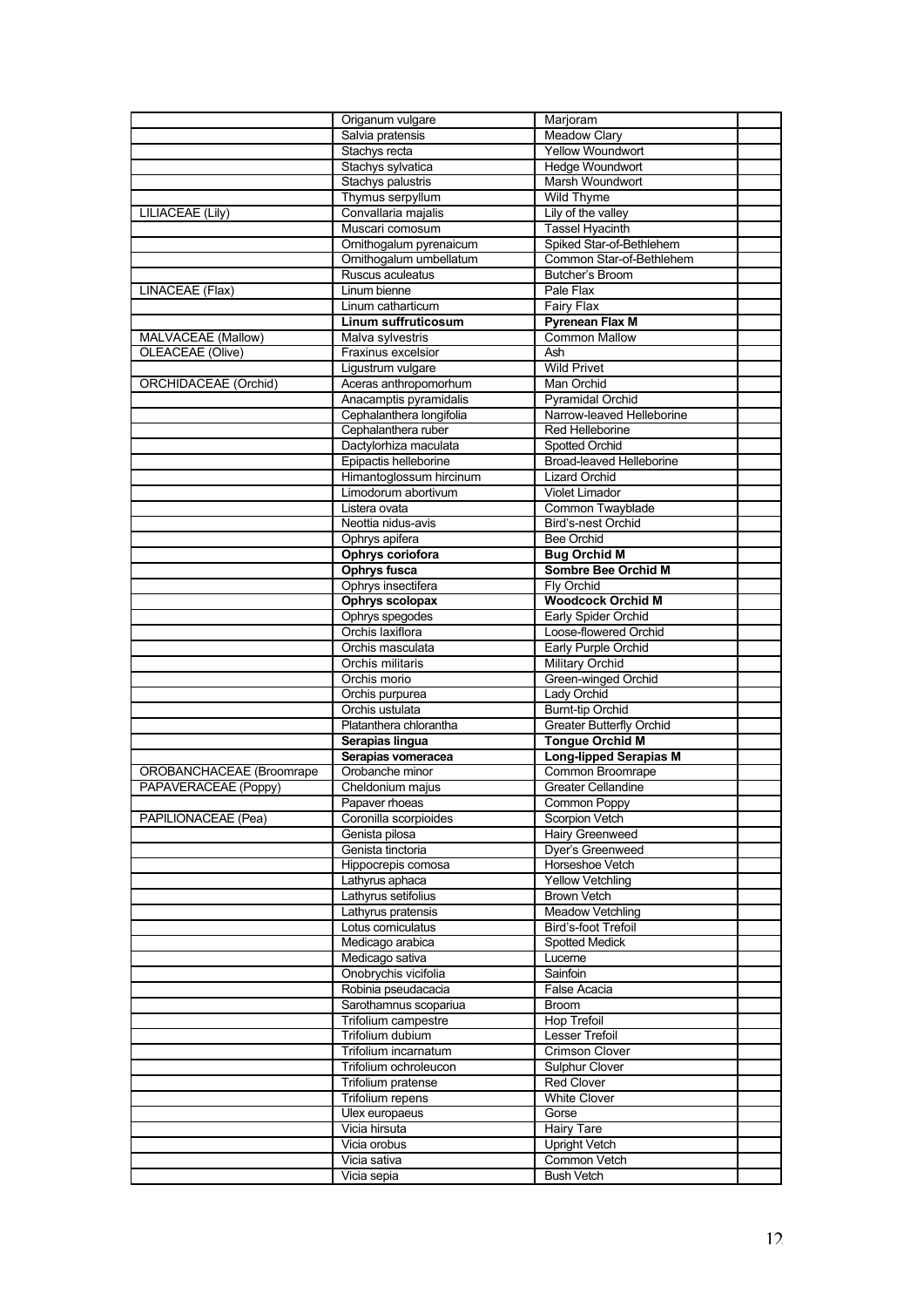| | | | |
|---|---|---|---|
| | Origanum vulgare | Marjoram | |
| | Salvia pratensis | Meadow Clary | |
| | Stachys recta | Yellow Woundwort | |
| | Stachys sylvatica | Hedge Woundwort | |
| | Stachys palustris | Marsh Woundwort | |
| | Thymus serpyllum | Wild Thyme | |
| LILIACEAE (Lily) | Convallaria majalis | Lily of the valley | |
| | Muscari comosum | Tassel Hyacinth | |
| | Ornithogalum pyrenaicum | Spiked Star-of-Bethlehem | |
| | Ornithogalum umbellatum | Common Star-of-Bethlehem | |
| | Ruscus aculeatus | Butcher's Broom | |
| LINACEAE (Flax) | Linum bienne | Pale Flax | |
| | Linum catharticum | Fairy Flax | |
| | **Linum suffruticosum** | **Pyrenean Flax M** | |
| MALVACEAE (Mallow) | Malva sylvestris | Common Mallow | |
| OLEACEAE (Olive) | Fraxinus excelsior | Ash | |
| | Ligustrum vulgare | Wild Privet | |
| ORCHIDACEAE (Orchid) | Aceras anthropomorhum | Man Orchid | |
| | Anacamptis pyramidalis | Pyramidal Orchid | |
| | Cephalanthera longifolia | Narrow-leaved Helleborine | |
| | Cephalanthera ruber | Red Helleborine | |
| | Dactylorhiza maculata | Spotted Orchid | |
| | Epipactis helleborine | Broad-leaved Helleborine | |
| | Himantoglossum hircinum | Lizard Orchid | |
| | Limodorum abortivum | Violet Limador | |
| | Listera ovata | Common Twayblade | |
| | Neottia nidus-avis | Bird's-nest Orchid | |
| | Ophrys apifera | Bee Orchid | |
| | **Ophrys coriofora** | **Bug Orchid M** | |
| | **Ophrys fusca** | **Sombre Bee Orchid M** | |
| | Ophrys insectifera | Fly Orchid | |
| | **Ophrys scolopax** | **Woodcock Orchid M** | |
| | Ophrys spegodes | Early Spider Orchid | |
| | Orchis laxiflora | Loose-flowered Orchid | |
| | Orchis masculata | Early Purple Orchid | |
| | Orchis militaris | Military Orchid | |
| | Orchis morio | Green-winged Orchid | |
| | Orchis purpurea | Lady Orchid | |
| | Orchis ustulata | Burnt-tip Orchid | |
| | Platanthera chlorantha | Greater Butterfly Orchid | |
| | **Serapias lingua** | **Tongue Orchid M** | |
| | **Serapias vomeracea** | **Long-lipped Serapias M** | |
| OROBANCHACEAE (Broomrape | Orobanche minor | Common Broomrape | |
| PAPAVERACEAE (Poppy) | Cheldonium majus | Greater Cellandine | |
| | Papaver rhoeas | Common Poppy | |
| PAPILIONACEAE (Pea) | Coronilla scorpioides | Scorpion Vetch | |
| | Genista pilosa | Hairy Greenweed | |
| | Genista tinctoria | Dyer's Greenweed | |
| | Hippocrepis comosa | Horseshoe Vetch | |
| | Lathyrus aphaca | Yellow Vetchling | |
| | Lathyrus setifolius | Brown Vetch | |
| | Lathyrus pratensis | Meadow Vetchling | |
| | Lotus corniculatus | Bird's-foot Trefoil | |
| | Medicago arabica | Spotted Medick | |
| | Medicago sativa | Lucerne | |
| | Onobrychis vicifolia | Sainfoin | |
| | Robinia pseudacacia | False Acacia | |
| | Sarothamnus scopariua | Broom | |
| | Trifolium campestre | Hop Trefoil | |
| | Trifolium dubium | Lesser Trefoil | |
| | Trifolium incarnatum | Crimson Clover | |
| | Trifolium ochroleucon | Sulphur Clover | |
| | Trifolium pratense | Red Clover | |
| | Trifolium repens | White Clover | |
| | Ulex europaeus | Gorse | |
| | Vicia hirsuta | Hairy Tare | |
| | Vicia orobus | Upright Vetch | |
| | Vicia sativa | Common Vetch | |
| | Vicia sepia | Bush Vetch | |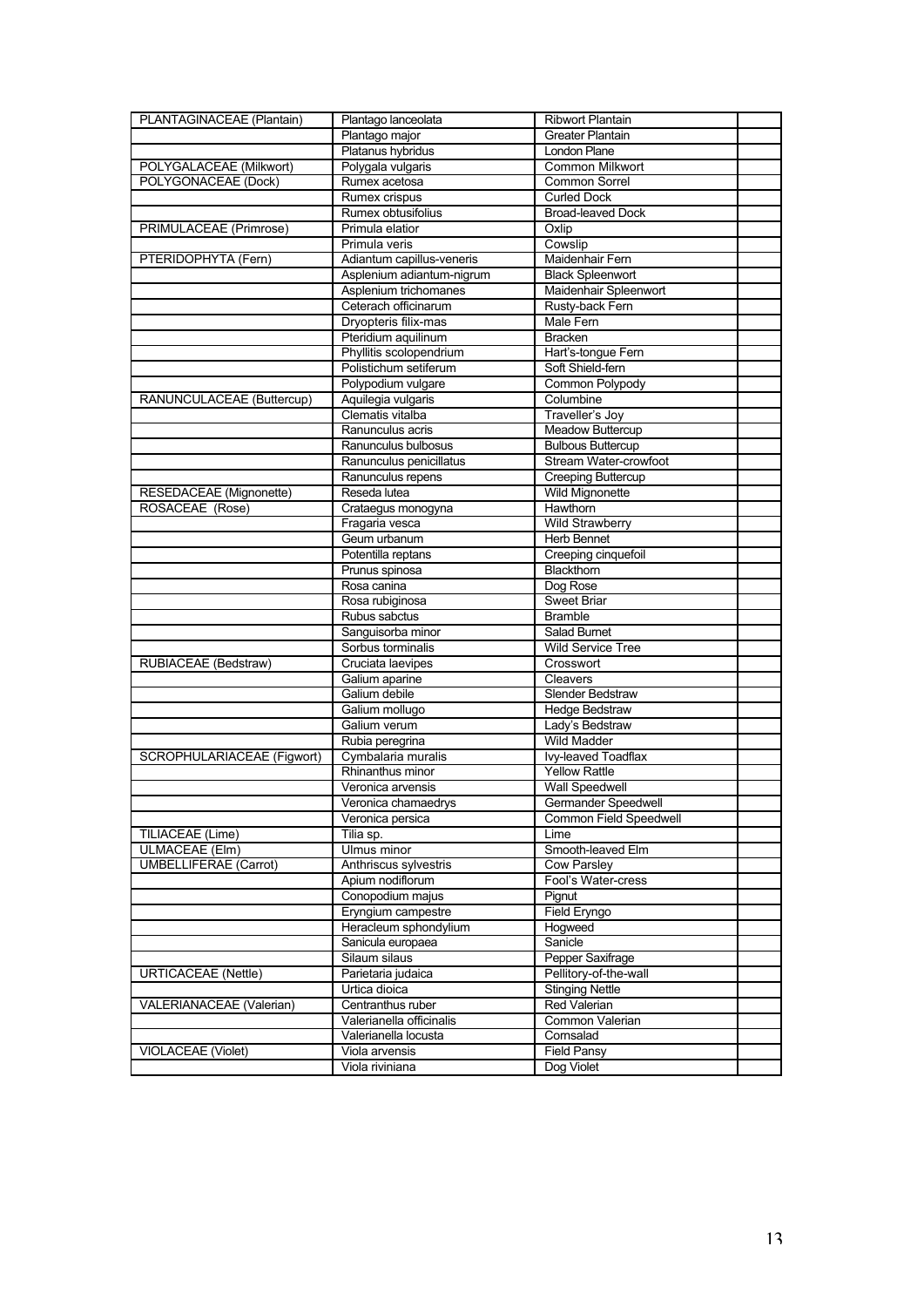| | | | |
|---|---|---|---|
| PLANTAGINACEAE (Plantain) | Plantago lanceolata | Ribwort Plantain | |
| | Plantago major | Greater Plantain | |
| | Platanus hybridus | London Plane | |
| POLYGALACEAE (Milkwort) | Polygala vulgaris | Common Milkwort | |
| POLYGONACEAE (Dock) | Rumex acetosa | Common Sorrel | |
| | Rumex crispus | Curled Dock | |
| | Rumex obtusifolius | Broad-leaved Dock | |
| PRIMULACEAE (Primrose) | Primula elatior | Oxlip | |
| | Primula veris | Cowslip | |
| PTERIDOPHYTA (Fern) | Adiantum capillus-veneris | Maidenhair Fern | |
| | Asplenium adiantum-nigrum | Black Spleenwort | |
| | Asplenium trichomanes | Maidenhair Spleenwort | |
| | Ceterach officinarum | Rusty-back Fern | |
| | Dryopteris filix-mas | Male Fern | |
| | Pteridium aquilinum | Bracken | |
| | Phyllitis scolopendrium | Hart's-tongue Fern | |
| | Polistichum setiferum | Soft Shield-fern | |
| | Polypodium vulgare | Common Polypody | |
| RANUNCULACEAE (Buttercup) | Aquilegia vulgaris | Columbine | |
| | Clematis vitalba | Traveller's Joy | |
| | Ranunculus acris | Meadow Buttercup | |
| | Ranunculus bulbosus | Bulbous Buttercup | |
| | Ranunculus penicillatus | Stream Water-crowfoot | |
| | Ranunculus repens | Creeping Buttercup | |
| RESEDACEAE (Mignonette) | Reseda lutea | Wild Mignonette | |
| ROSACEAE (Rose) | Crataegus monogyna | Hawthorn | |
| | Fragaria vesca | Wild Strawberry | |
| | Geum urbanum | Herb Bennet | |
| | Potentilla reptans | Creeping cinquefoil | |
| | Prunus spinosa | Blackthorn | |
| | Rosa canina | Dog Rose | |
| | Rosa rubiginosa | Sweet Briar | |
| | Rubus sabctus | Bramble | |
| | Sanguisorba minor | Salad Burnet | |
| | Sorbus torminalis | Wild Service Tree | |
| RUBIACEAE (Bedstraw) | Cruciata laevipes | Crosswort | |
| | Galium aparine | Cleavers | |
| | Galium debile | Slender Bedstraw | |
| | Galium mollugo | Hedge Bedstraw | |
| | Galium verum | Lady's Bedstraw | |
| | Rubia peregrina | Wild Madder | |
| SCROPHULARIACEAE (Figwort) | Cymbalaria muralis | Ivy-leaved Toadflax | |
| | Rhinanthus minor | Yellow Rattle | |
| | Veronica arvensis | Wall Speedwell | |
| | Veronica chamaedrys | Germander Speedwell | |
| | Veronica persica | Common Field Speedwell | |
| TILIACEAE (Lime) | Tilia sp. | Lime | |
| ULMACEAE (Elm) | Ulmus minor | Smooth-leaved Elm | |
| UMBELLIFERAE (Carrot) | Anthriscus sylvestris | Cow Parsley | |
| | Apium nodiflorum | Fool's Water-cress | |
| | Conopodium majus | Pignut | |
| | Eryngium campestre | Field Eryngo | |
| | Heracleum sphondylium | Hogweed | |
| | Sanicula europaea | Sanicle | |
| | Silaum silaus | Pepper Saxifrage | |
| URTICACEAE (Nettle) | Parietaria judaica | Pellitory-of-the-wall | |
| | Urtica dioica | Stinging Nettle | |
| VALERIANACEAE (Valerian) | Centranthus ruber | Red Valerian | |
| | Valerianella officinalis | Common Valerian | |
| | Valerianella locusta | Cornsalad | |
| VIOLACEAE (Violet) | Viola arvensis | Field Pansy | |
| | Viola riviniana | Dog Violet | |